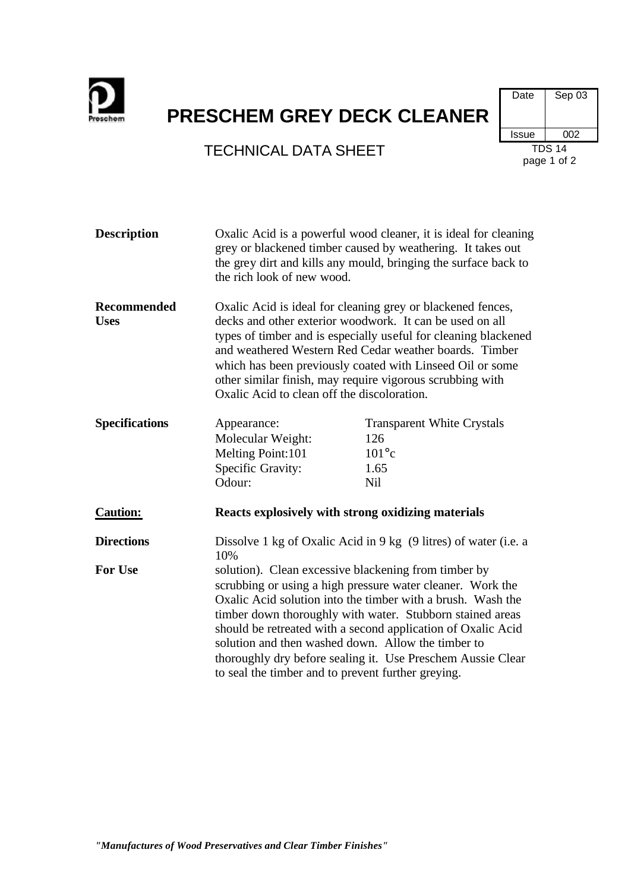# PRESCHEM GREY DECK CLEANER

## TECHNICAL DATA SHEET

| Date | Sep 03 |
|---|---|
| Issue | 002 |

TDS 14

**Description**

Oxalic Acid is a powerful wood cleaner, it is ideal for cleaning grey or blackened timber caused by weathering. It takes out the grey dirt and kills any mould, bringing the surface back to the rich look of new wood.

**Recommended Uses**

Oxalic Acid is ideal for cleaning grey or blackened fences, decks and other exterior woodwork. It can be used on all types of timber and is especially useful for cleaning blackened and weathered Western Red Cedar weather boards. Timber which has been previously coated with Linseed Oil or some other similar finish, may require vigorous scrubbing with Oxalic Acid to clean off the discoloration.

**Specifications**

| | |
|---|---|
| Appearance: | Transparent White Crystals |
| Molecular Weight: | 126 |
| Melting Point:101 | 101°c |
| Specific Gravity: | 1.65 |
| Odour: | Nil |

**Caution:** **Reacts explosively with strong oxidizing materials**

**Directions For Use**

Dissolve 1 kg of Oxalic Acid in 9 kg (9 litres) of water (i.e. a 10% solution). Clean excessive blackening from timber by scrubbing or using a high pressure water cleaner. Work the Oxalic Acid solution into the timber with a brush. Wash the timber down thoroughly with water. Stubborn stained areas should be retreated with a second application of Oxalic Acid solution and then washed down. Allow the timber to thoroughly dry before sealing it. Use Preschem Aussie Clear to seal the timber and to prevent further greying.

***"Manufactures of Wood Preservatives and Clear Timber Finishes"***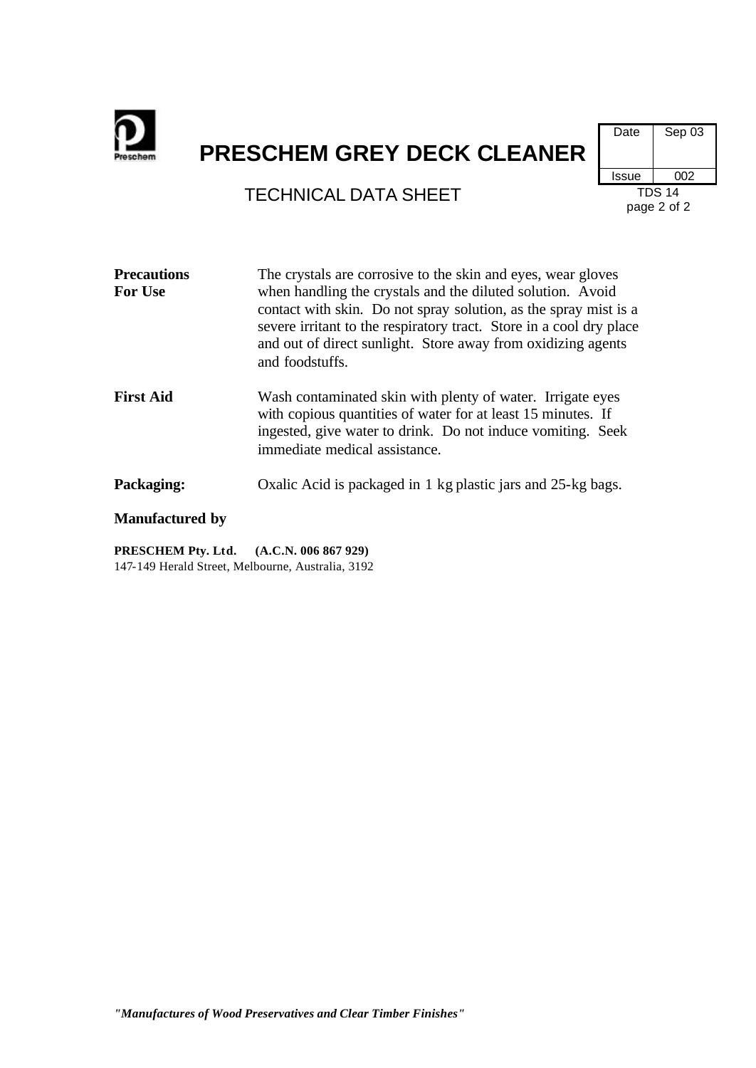# PRESCHEM GREY DECK CLEANER

## TECHNICAL DATA SHEET

| Date | Sep 03 |
| --- | --- |
| Issue | 002 |

TDS 14

**Precautions For Use**

The crystals are corrosive to the skin and eyes, wear gloves when handling the crystals and the diluted solution. Avoid contact with skin. Do not spray solution, as the spray mist is a severe irritant to the respiratory tract. Store in a cool dry place and out of direct sunlight. Store away from oxidizing agents and foodstuffs.

**First Aid**

Wash contaminated skin with plenty of water. Irrigate eyes with copious quantities of water for at least 15 minutes. If ingested, give water to drink. Do not induce vomiting. Seek immediate medical assistance.

**Packaging:**

Oxalic Acid is packaged in 1 kg plastic jars and 25-kg bags.

**Manufactured by**

**PRESCHEM Pty. Ltd. (A.C.N. 006 867 929)**
147-149 Herald Street, Melbourne, Australia, 3192

***"Manufactures of Wood Preservatives and Clear Timber Finishes"***